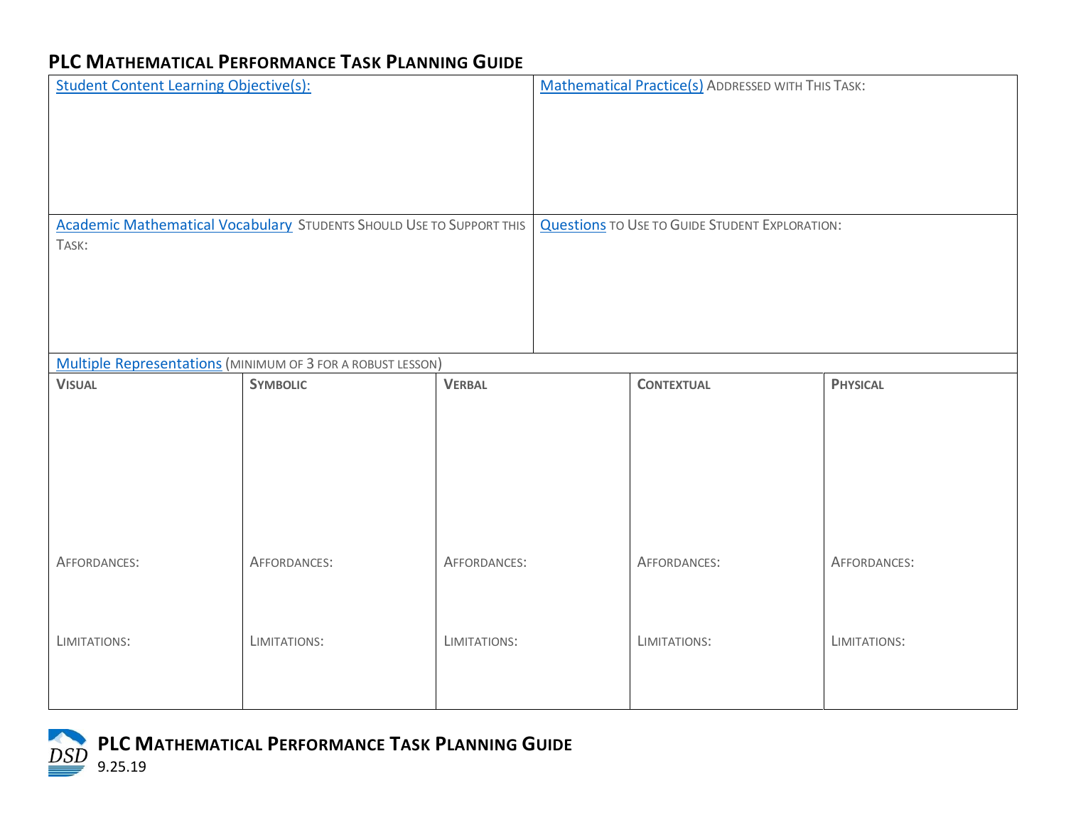# PLC Mathematical Performance Task Planning Guide

| Student Content Learning Objective(s): | Mathematical Practice(s) Addressed with This Task: |
| --- | --- |
| Academic Mathematical Vocabulary Students Should Use to Support this Task: | Questions to Use to Guide Student Exploration: |

Multiple Representations (minimum of 3 for a robust lesson)

| Visual | Symbolic | Verbal | Contextual | Physical |
| --- | --- | --- | --- | --- |
| Affordances: | Affordances: | Affordances: | Affordances: | Affordances: |
| Limitations: | Limitations: | Limitations: | Limitations: | Limitations: |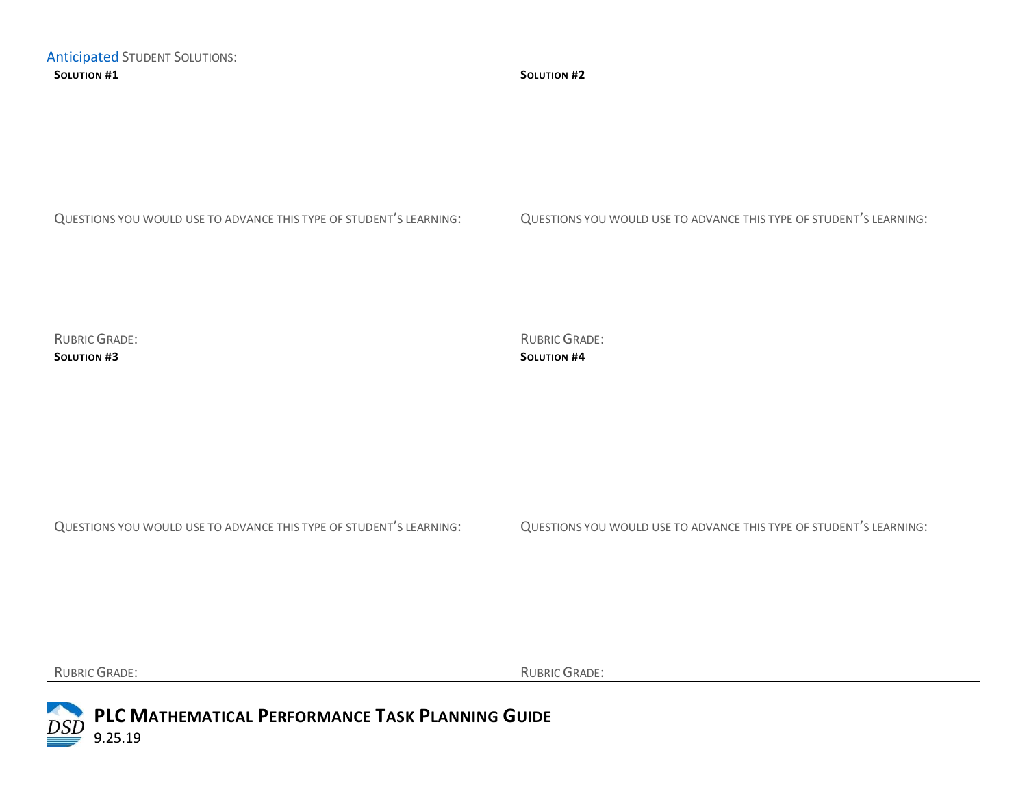Anticipated STUDENT SOLUTIONS:

| **SOLUTION #1** | **SOLUTION #2** |
| --- | --- |
| QUESTIONS YOU WOULD USE TO ADVANCE THIS TYPE OF STUDENT'S LEARNING: | QUESTIONS YOU WOULD USE TO ADVANCE THIS TYPE OF STUDENT'S LEARNING: |
| RUBRIC GRADE: | RUBRIC GRADE: |
| **SOLUTION #3** | **SOLUTION #4** |
| QUESTIONS YOU WOULD USE TO ADVANCE THIS TYPE OF STUDENT'S LEARNING: | QUESTIONS YOU WOULD USE TO ADVANCE THIS TYPE OF STUDENT'S LEARNING: |
| RUBRIC GRADE: | RUBRIC GRADE: |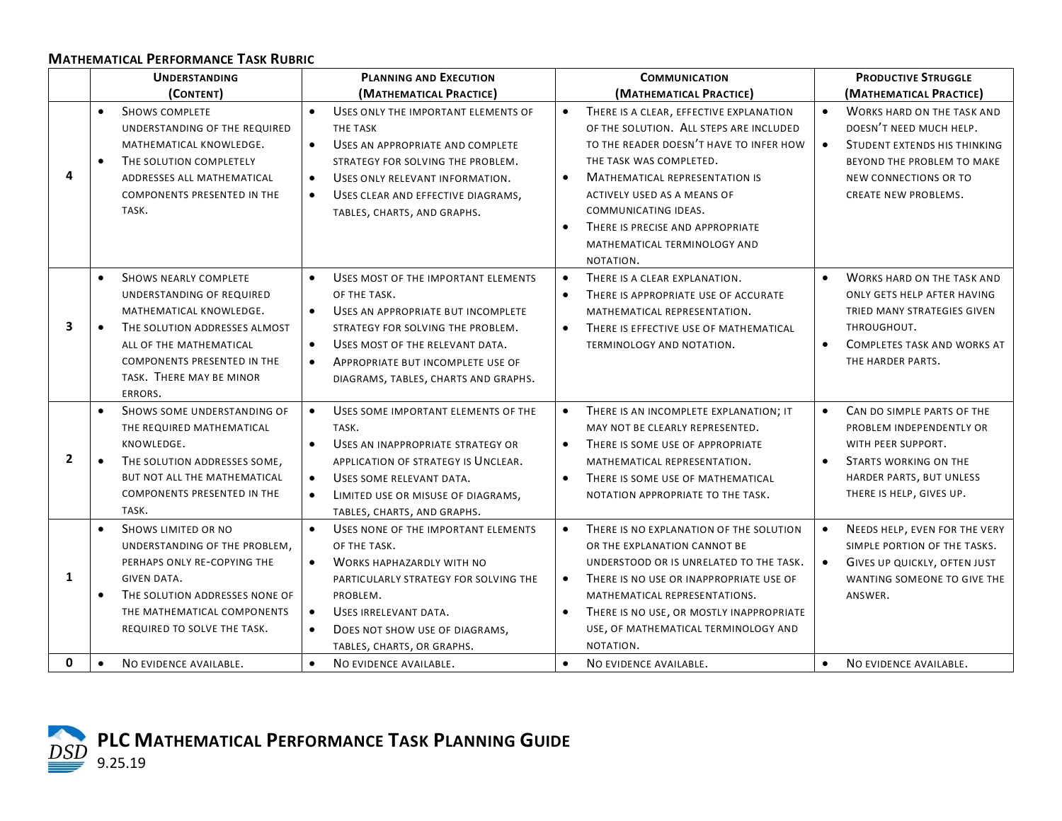**Mathematical Performance Task Rubric**

| | Understanding (Content) | Planning and Execution (Mathematical Practice) | Communication (Mathematical Practice) | Productive Struggle (Mathematical Practice) |
|---|---|---|---|---|
| **4** | • Shows complete understanding of the required mathematical knowledge.<br>• The solution completely addresses all mathematical components presented in the task. | • Uses only the important elements of the task.<br>• Uses an appropriate and complete strategy for solving the problem.<br>• Uses only relevant information.<br>• Uses clear and effective diagrams, tables, charts, and graphs. | • There is a clear, effective explanation of the solution. All steps are included so the reader doesn't have to infer how the task was completed.<br>• Mathematical representation is actively used as a means of communicating ideas.<br>• There is precise and appropriate mathematical terminology and notation. | • Works hard on the task and doesn't need much help.<br>• Student extends his thinking beyond the problem to make new connections or to create new problems. |
| **3** | • Shows nearly complete understanding of required mathematical knowledge.<br>• The solution addresses almost all of the mathematical components presented in the task. There may be minor errors. | • Uses most of the important elements of the task.<br>• Uses an appropriate but incomplete strategy for solving the problem.<br>• Uses most of the relevant data.<br>• Appropriate but incomplete use of diagrams, tables, charts and graphs. | • There is a clear explanation.<br>• There is appropriate use of accurate mathematical representation.<br>• There is effective use of mathematical terminology and notation. | • Works hard on the task and only gets help after having tried many strategies given throughout.<br>• Completes task and works at the harder parts. |
| **2** | • Shows some understanding of the required mathematical knowledge.<br>• The solution addresses some, but not all the mathematical components presented in the task. | • Uses some important elements of the task.<br>• Uses an inappropriate strategy or application of strategy is Unclear.<br>• Uses some relevant data.<br>• Limited use or misuse of diagrams, tables, charts, and graphs. | • There is an incomplete explanation; it may not be clearly represented.<br>• There is some use of appropriate mathematical representation.<br>• There is some use of mathematical notation appropriate to the task. | • Can do simple parts of the problem independently or with peer support.<br>• Starts working on the harder parts, but unless there is help, gives up. |
| **1** | • Shows limited or no understanding of the problem, perhaps only re-copying the given data.<br>• The solution addresses none of the mathematical components required to solve the task. | • Uses none of the important elements of the task.<br>• Works haphazardly with no particularly strategy for solving the problem.<br>• Uses irrelevant data.<br>• Does not show use of diagrams, tables, charts, or graphs. | • There is no explanation of the solution or the explanation cannot be understood or is unrelated to the task.<br>• There is no use or inappropriate use of mathematical representations.<br>• There is no use, or mostly inappropriate use, of mathematical terminology and notation. | • Needs help, even for the very simple portion of the tasks.<br>• Gives up quickly, often just wanting someone to give the answer. |
| **0** | • No evidence available. | • No evidence available. | • No evidence available. | • No evidence available. |

**PLC Mathematical Performance Task Planning Guide**

9.25.19